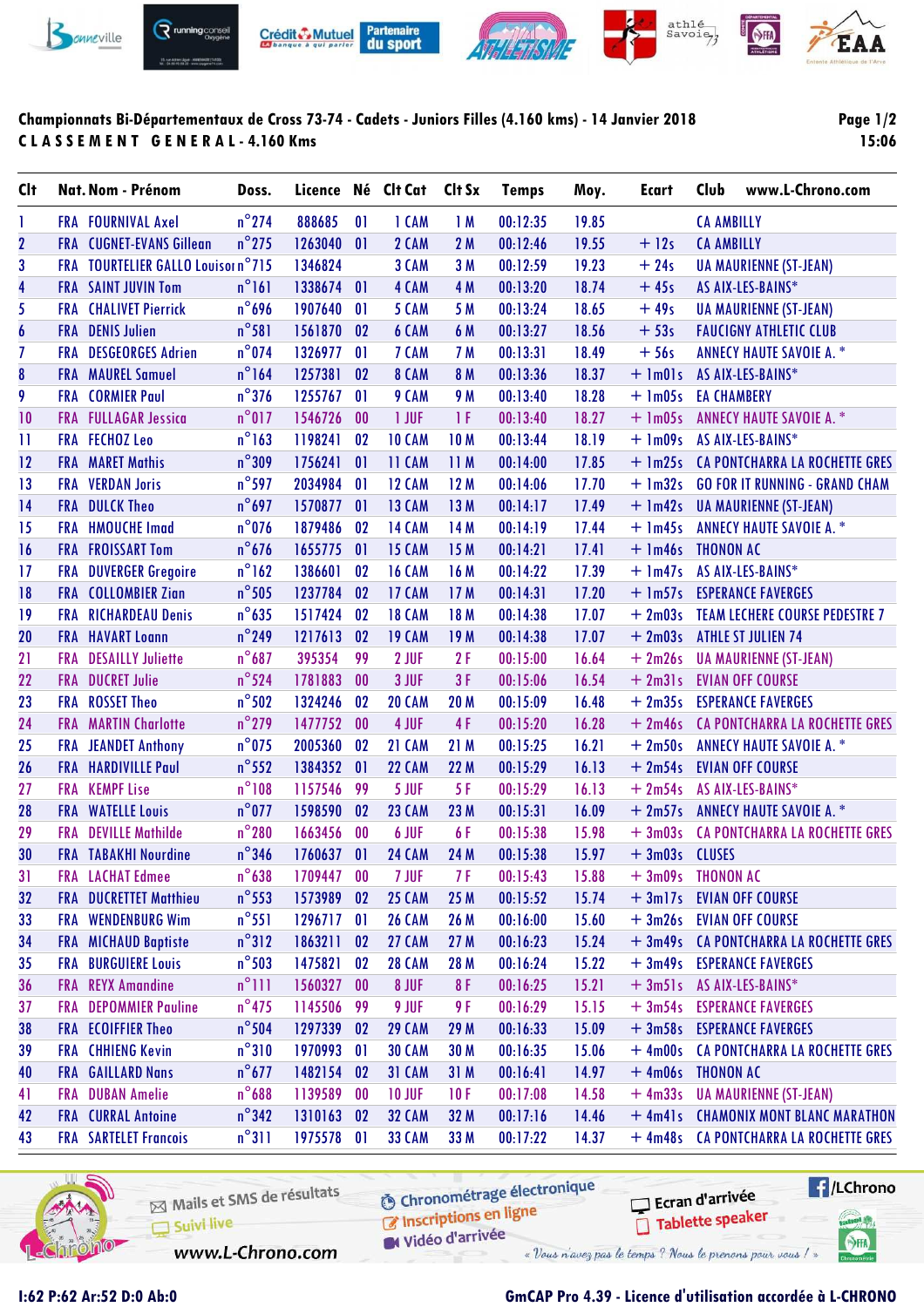**Championnats Bi-Départementaux de Cross 73-74 - Cadets - Juniors Filles (4.160 kms) - 14 Janvier 2018**

**CLASSEMENT GENERAL - 4.160 Kms**

15:06

| Clt | Nat. | Nom - Prénom | Doss. | Licence | Né | Clt Cat | Clt Sx | Temps | Moy. | Ecart | Club www.L-Chrono.com |
|---|---|---|---|---|---|---|---|---|---|---|---|
| 1 | FRA | FOURNIVAL Axel | n°274 | 888685 | 01 | 1 CAM | 1 M | 00:12:35 | 19.85 | | CA AMBILLY |
| 2 | FRA | CUGNET-EVANS Gillean | n°275 | 1263080 | 01 | 2 CAM | 2 M | 00:12:46 | 19.55 | + 12s | CA AMBILLY |
| 3 | FRA | TOURTELIER GALLO Louison | n°715 | 1346824 | | 3 CAM | 3 M | 00:12:59 | 19.23 | + 24s | UA MAURIENNE (ST-JEAN) |
| 4 | FRA | SAINT JUVIN Tom | n°161 | 1338674 | 01 | 4 CAM | 4 M | 00:13:20 | 18.74 | + 45s | AS AIX-LES-BAINS* |
| 5 | FRA | CHALIVET Pierrick | n°696 | 1907640 | 01 | 5 CAM | 5 M | 00:13:24 | 18.65 | + 49s | UA MAURIENNE (ST-JEAN) |
| 6 | FRA | DENIS Julien | n°581 | 1561870 | 02 | 6 CAM | 6 M | 00:13:27 | 18.56 | + 53s | FAUCIGNY ATHLETIC CLUB |
| 7 | FRA | DESGEORGES Adrien | n°074 | 1326977 | 01 | 7 CAM | 7 M | 00:13:31 | 18.49 | + 56s | ANNECY HAUTE SAVOIE A. * |
| 8 | FRA | MAUREL Samuel | n°164 | 1257381 | 02 | 8 CAM | 8 M | 00:13:36 | 18.37 | + 1m01s | AS AIX-LES-BAINS* |
| 9 | FRA | CORMIER Paul | n°376 | 1255767 | 01 | 9 CAM | 9 M | 00:13:40 | 18.28 | + 1m05s | EA CHAMBERY |
| 10 | FRA | FULLAGAR Jessica | n°017 | 1546726 | 00 | 1 JUF | 1 F | 00:13:40 | 18.27 | + 1m05s | ANNECY HAUTE SAVOIE A. * |
| 11 | FRA | FECHOZ Leo | n°163 | 1198241 | 02 | 10 CAM | 10 M | 00:13:44 | 18.19 | + 1m09s | AS AIX-LES-BAINS* |
| 12 | FRA | MARET Mathis | n°309 | 1756241 | 01 | 11 CAM | 11 M | 00:14:00 | 17.85 | + 1m25s | CA PONTCHARRA LA ROCHETTE GRES |
| 13 | FRA | VERDAN Joris | n°597 | 2034984 | 01 | 12 CAM | 12 M | 00:14:06 | 17.70 | + 1m32s | GO FOR IT RUNNING - GRAND CHAM |
| 14 | FRA | DULCK Theo | n°697 | 1570877 | 01 | 13 CAM | 13 M | 00:14:17 | 17.49 | + 1m42s | UA MAURIENNE (ST-JEAN) |
| 15 | FRA | HMOUCHE Imad | n°076 | 1879486 | 02 | 14 CAM | 14 M | 00:14:19 | 17.44 | + 1m45s | ANNECY HAUTE SAVOIE A. * |
| 16 | FRA | FROISSART Tom | n°676 | 1655775 | 01 | 15 CAM | 15 M | 00:14:21 | 17.41 | + 1m46s | THONON AC |
| 17 | FRA | DUVERGER Gregoire | n°162 | 1386601 | 02 | 16 CAM | 16 M | 00:14:22 | 17.39 | + 1m47s | AS AIX-LES-BAINS* |
| 18 | FRA | COLLOMBIER Zian | n°505 | 1237784 | 02 | 17 CAM | 17 M | 00:14:31 | 17.20 | + 1m57s | ESPERANCE FAVERGES |
| 19 | FRA | RICHARDEAU Denis | n°635 | 1517424 | 02 | 18 CAM | 18 M | 00:14:38 | 17.07 | + 2m03s | TEAM LECHERE COURSE PEDESTRE 7 |
| 20 | FRA | HAVART Loann | n°249 | 1217613 | 02 | 19 CAM | 19 M | 00:14:38 | 17.07 | + 2m03s | ATHLE ST JULIEN 74 |
| 21 | FRA | DESAILLY Juliette | n°687 | 395354 | 99 | 2 JUF | 2 F | 00:15:00 | 16.64 | + 2m26s | UA MAURIENNE (ST-JEAN) |
| 22 | FRA | DUCRET Julie | n°524 | 1781883 | 00 | 3 JUF | 3 F | 00:15:06 | 16.54 | + 2m31s | EVIAN OFF COURSE |
| 23 | FRA | ROSSET Theo | n°502 | 1324246 | 02 | 20 CAM | 20 M | 00:15:09 | 16.48 | + 2m35s | ESPERANCE FAVERGES |
| 24 | FRA | MARTIN Charlotte | n°279 | 1477752 | 00 | 4 JUF | 4 F | 00:15:20 | 16.28 | + 2m46s | CA PONTCHARRA LA ROCHETTE GRES |
| 25 | FRA | JEANDET Anthony | n°075 | 2005360 | 02 | 21 CAM | 21 M | 00:15:25 | 16.21 | + 2m50s | ANNECY HAUTE SAVOIE A. * |
| 26 | FRA | HARDIVILLE Paul | n°552 | 1384352 | 01 | 22 CAM | 22 M | 00:15:29 | 16.13 | + 2m54s | EVIAN OFF COURSE |
| 27 | FRA | KEMPF Lise | n°108 | 1157546 | 99 | 5 JUF | 5 F | 00:15:29 | 16.13 | + 2m54s | AS AIX-LES-BAINS* |
| 28 | FRA | WATELLE Louis | n°077 | 1598590 | 02 | 23 CAM | 23 M | 00:15:31 | 16.09 | + 2m57s | ANNECY HAUTE SAVOIE A. * |
| 29 | FRA | DEVILLE Mathilde | n°280 | 1663456 | 00 | 6 JUF | 6 F | 00:15:38 | 15.98 | + 3m03s | CA PONTCHARRA LA ROCHETTE GRES |
| 30 | FRA | TABAKHI Nourdine | n°346 | 1760637 | 01 | 24 CAM | 24 M | 00:15:38 | 15.97 | + 3m03s | CLUSES |
| 31 | FRA | LACHAT Edmee | n°638 | 1709447 | 00 | 7 JUF | 7 F | 00:15:43 | 15.88 | + 3m09s | THONON AC |
| 32 | FRA | DUCRETTET Matthieu | n°553 | 1573989 | 02 | 25 CAM | 25 M | 00:15:52 | 15.74 | + 3m17s | EVIAN OFF COURSE |
| 33 | FRA | WENDENBURG Wim | n°551 | 1296717 | 01 | 26 CAM | 26 M | 00:16:00 | 15.60 | + 3m26s | EVIAN OFF COURSE |
| 34 | FRA | MICHAUD Baptiste | n°312 | 1863211 | 02 | 27 CAM | 27 M | 00:16:23 | 15.24 | + 3m49s | CA PONTCHARRA LA ROCHETTE GRES |
| 35 | FRA | BURGUIERE Louis | n°503 | 1475821 | 02 | 28 CAM | 28 M | 00:16:24 | 15.22 | + 3m49s | ESPERANCE FAVERGES |
| 36 | FRA | REYX Amandine | n°111 | 1560327 | 00 | 8 JUF | 8 F | 00:16:25 | 15.21 | + 3m51s | AS AIX-LES-BAINS* |
| 37 | FRA | DEPOMMIER Pauline | n°475 | 1145506 | 99 | 9 JUF | 9 F | 00:16:29 | 15.15 | + 3m54s | ESPERANCE FAVERGES |
| 38 | FRA | ECOIFFIER Theo | n°504 | 1297339 | 02 | 29 CAM | 29 M | 00:16:33 | 15.09 | + 3m58s | ESPERANCE FAVERGES |
| 39 | FRA | CHHIENG Kevin | n°310 | 1970993 | 01 | 30 CAM | 30 M | 00:16:35 | 15.06 | + 4m00s | CA PONTCHARRA LA ROCHETTE GRES |
| 40 | FRA | GAILLARD Nans | n°677 | 1482154 | 02 | 31 CAM | 31 M | 00:16:41 | 14.97 | + 4m06s | THONON AC |
| 41 | FRA | DUBAN Amelie | n°688 | 1139589 | 00 | 10 JUF | 10 F | 00:17:08 | 14.58 | + 4m33s | UA MAURIENNE (ST-JEAN) |
| 42 | FRA | CURRAL Antoine | n°342 | 1310163 | 02 | 32 CAM | 32 M | 00:17:16 | 14.46 | + 4m41s | CHAMONIX MONT BLANC MARATHON |
| 43 | FRA | SARTELET Francois | n°311 | 1975578 | 01 | 33 CAM | 33 M | 00:17:22 | 14.37 | + 4m48s | CA PONTCHARRA LA ROCHETTE GRES |

Mails et SMS de résultats · Suivi live · www.L-Chrono.com · Chronométrage électronique · Inscriptions en ligne · Vidéo d'arrivée · Ecran d'arrivée · Tablette speaker · /LChrono

« Vous n'avez pas le temps ? Nous le prenons pour vous ! »

I:62 P:62 Ar:52 D:0 Ab:0

GmCAP Pro 4.39 - Licence d'utilisation accordée à L-CHRONO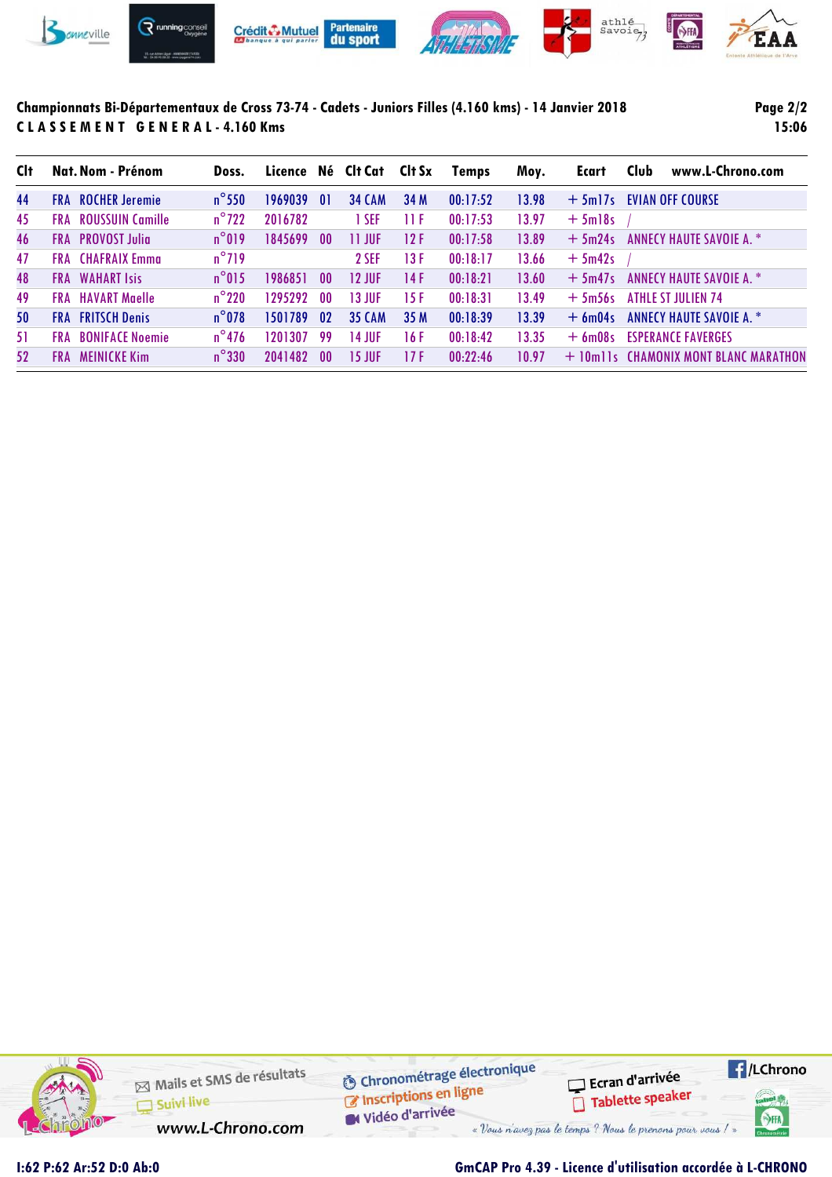**Championnats Bi-Départementaux de Cross 73-74 - Cadets - Juniors Filles (4.160 kms) - 14 Janvier 2018**

**C L A S S E M E N T   G E N E R A L - 4.160 Kms**

| Clt | Nat. | Nom - Prénom | Doss. | Licence | Né | Clt Cat | Clt Sx | Temps | Moy. | Ecart | Club www.L-Chrono.com |
|---|---|---|---|---|---|---|---|---|---|---|---|
| 44 | FRA | ROCHER Jeremie | n°550 | 1969039 | 01 | 34 CAM | 34 M | 00:17:52 | 13.98 | + 5m17s | EVIAN OFF COURSE |
| 45 | FRA | ROUSSUIN Camille | n°722 | 2016782 | | 1 SEF | 11 F | 00:17:53 | 13.97 | + 5m18s | / |
| 46 | FRA | PROVOST Julia | n°019 | 1845699 | 00 | 11 JUF | 12 F | 00:17:58 | 13.89 | + 5m24s | ANNECY HAUTE SAVOIE A. * |
| 47 | FRA | CHAFRAIX Emma | n°719 | | | 2 SEF | 13 F | 00:18:17 | 13.66 | + 5m42s | / |
| 48 | FRA | WAHART Isis | n°015 | 1986851 | 00 | 12 JUF | 14 F | 00:18:21 | 13.60 | + 5m47s | ANNECY HAUTE SAVOIE A. * |
| 49 | FRA | HAVART Maelle | n°220 | 1295292 | 00 | 13 JUF | 15 F | 00:18:31 | 13.49 | + 5m56s | ATHLE ST JULIEN 74 |
| 50 | FRA | FRITSCH Denis | n°078 | 1501789 | 02 | 35 CAM | 35 M | 00:18:39 | 13.39 | + 6m04s | ANNECY HAUTE SAVOIE A. * |
| 51 | FRA | BONIFACE Noemie | n°476 | 1201307 | 99 | 14 JUF | 16 F | 00:18:42 | 13.35 | + 6m08s | ESPERANCE FAVERGES |
| 52 | FRA | MEINICKE Kim | n°330 | 2041482 | 00 | 15 JUF | 17 F | 00:22:46 | 10.97 | + 10m11s | CHAMONIX MONT BLANC MARATHON |

I:62 P:62 Ar:52 D:0 Ab:0

GmCAP Pro 4.39 - Licence d'utilisation accordée à L-CHRONO